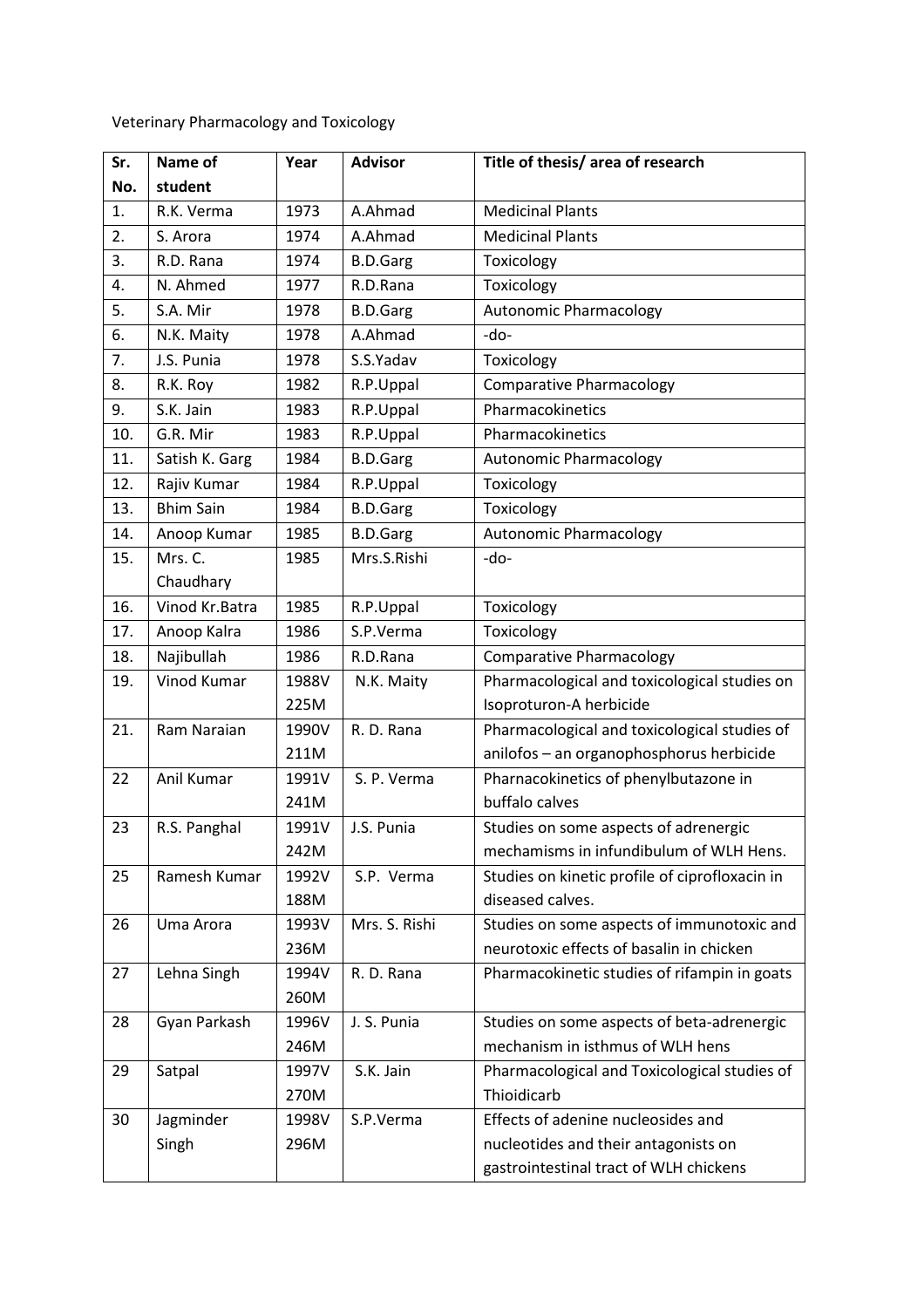Veterinary Pharmacology and Toxicology

| Sr. No. | Name of student | Year | Advisor | Title of thesis/ area of research |
|---|---|---|---|---|
| 1. | R.K. Verma | 1973 | A.Ahmad | Medicinal Plants |
| 2. | S. Arora | 1974 | A.Ahmad | Medicinal Plants |
| 3. | R.D. Rana | 1974 | B.D.Garg | Toxicology |
| 4. | N. Ahmed | 1977 | R.D.Rana | Toxicology |
| 5. | S.A. Mir | 1978 | B.D.Garg | Autonomic Pharmacology |
| 6. | N.K. Maity | 1978 | A.Ahmad | -do- |
| 7. | J.S. Punia | 1978 | S.S.Yadav | Toxicology |
| 8. | R.K. Roy | 1982 | R.P.Uppal | Comparative Pharmacology |
| 9. | S.K. Jain | 1983 | R.P.Uppal | Pharmacokinetics |
| 10. | G.R. Mir | 1983 | R.P.Uppal | Pharmacokinetics |
| 11. | Satish K. Garg | 1984 | B.D.Garg | Autonomic Pharmacology |
| 12. | Rajiv Kumar | 1984 | R.P.Uppal | Toxicology |
| 13. | Bhim Sain | 1984 | B.D.Garg | Toxicology |
| 14. | Anoop Kumar | 1985 | B.D.Garg | Autonomic Pharmacology |
| 15. | Mrs. C. Chaudhary | 1985 | Mrs.S.Rishi | -do- |
| 16. | Vinod Kr.Batra | 1985 | R.P.Uppal | Toxicology |
| 17. | Anoop Kalra | 1986 | S.P.Verma | Toxicology |
| 18. | Najibullah | 1986 | R.D.Rana | Comparative Pharmacology |
| 19. | Vinod Kumar | 1988V 225M | N.K. Maity | Pharmacological and toxicological studies on Isoproturon-A herbicide |
| 21. | Ram Naraian | 1990V 211M | R. D. Rana | Pharmacological and toxicological studies of anilofos – an organophosphorus herbicide |
| 22 | Anil Kumar | 1991V 241M | S. P. Verma | Pharnacokinetics of phenylbutazone in buffalo calves |
| 23 | R.S. Panghal | 1991V 242M | J.S. Punia | Studies on some aspects of adrenergic mechamisms in infundibulum of WLH Hens. |
| 25 | Ramesh Kumar | 1992V 188M | S.P. Verma | Studies on kinetic profile of ciprofloxacin in diseased calves. |
| 26 | Uma Arora | 1993V 236M | Mrs. S. Rishi | Studies on some aspects of immunotoxic and neurotoxic effects of basalin in chicken |
| 27 | Lehna Singh | 1994V 260M | R. D. Rana | Pharmacokinetic studies of rifampin in goats |
| 28 | Gyan Parkash | 1996V 246M | J. S. Punia | Studies on some aspects of beta-adrenergic mechanism in isthmus of WLH hens |
| 29 | Satpal | 1997V 270M | S.K. Jain | Pharmacological and Toxicological studies of Thioidicarb |
| 30 | Jagminder Singh | 1998V 296M | S.P.Verma | Effects of adenine nucleosides and nucleotides and their antagonists on gastrointestinal tract of WLH chickens |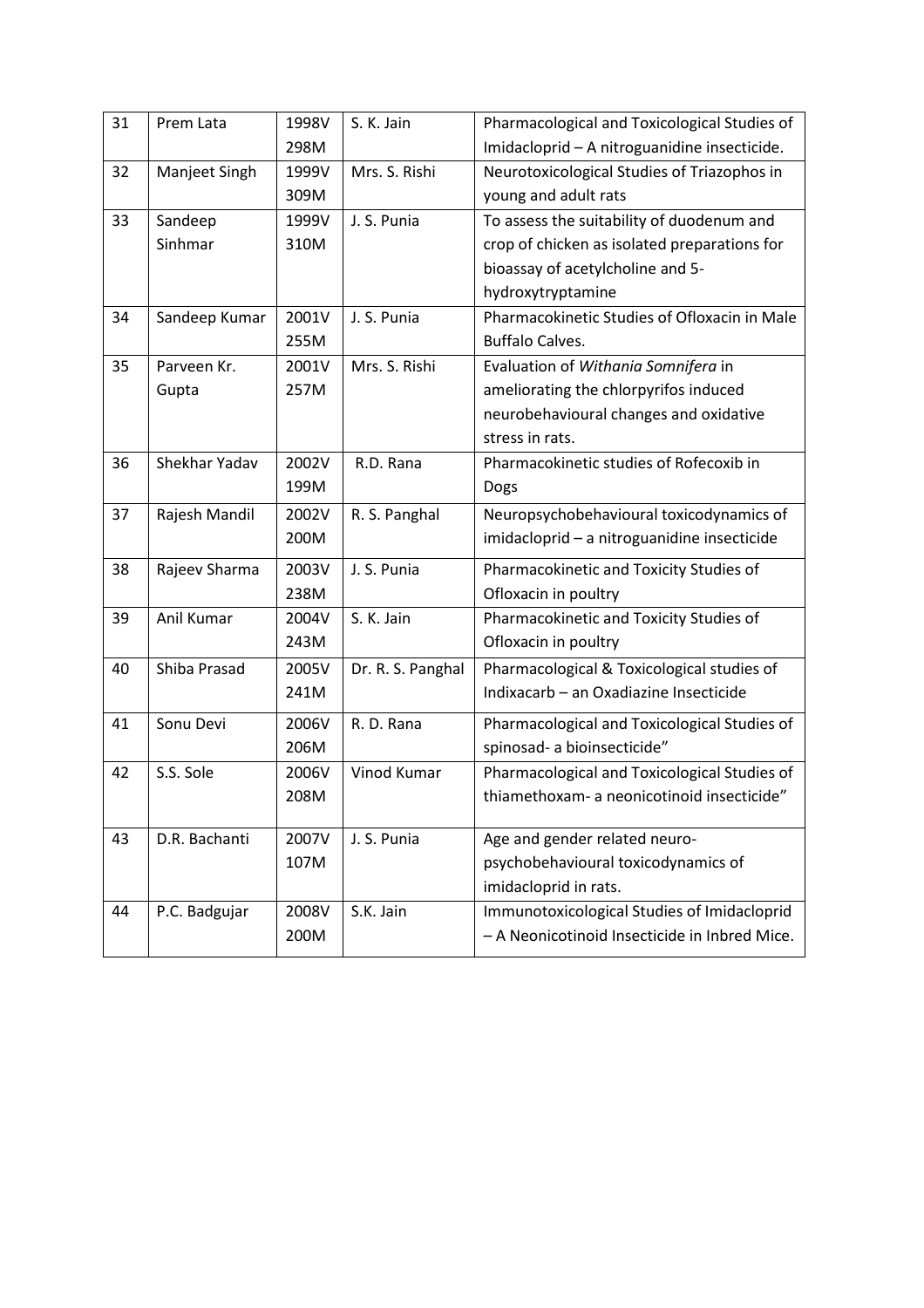| | | | | |
|---|---|---|---|---|
| 31 | Prem Lata | 1998V 298M | S. K. Jain | Pharmacological and Toxicological Studies of Imidacloprid – A nitroguanidine insecticide. |
| 32 | Manjeet Singh | 1999V 309M | Mrs. S. Rishi | Neurotoxicological Studies of Triazophos in young and adult rats |
| 33 | Sandeep Sinhmar | 1999V 310M | J. S. Punia | To assess the suitability of duodenum and crop of chicken as isolated preparations for bioassay of acetylcholine and 5-hydroxytryptamine |
| 34 | Sandeep Kumar | 2001V 255M | J. S. Punia | Pharmacokinetic Studies of Ofloxacin in Male Buffalo Calves. |
| 35 | Parveen Kr. Gupta | 2001V 257M | Mrs. S. Rishi | Evaluation of *Withania Somnifera* in ameliorating the chlorpyrifos induced neurobehavioural changes and oxidative stress in rats. |
| 36 | Shekhar Yadav | 2002V 199M | R.D. Rana | Pharmacokinetic studies of Rofecoxib in Dogs |
| 37 | Rajesh Mandil | 2002V 200M | R. S. Panghal | Neuropsychobehavioural toxicodynamics of imidacloprid – a nitroguanidine insecticide |
| 38 | Rajeev Sharma | 2003V 238M | J. S. Punia | Pharmacokinetic and Toxicity Studies of Ofloxacin in poultry |
| 39 | Anil Kumar | 2004V 243M | S. K. Jain | Pharmacokinetic and Toxicity Studies of Ofloxacin in poultry |
| 40 | Shiba Prasad | 2005V 241M | Dr. R. S. Panghal | Pharmacological & Toxicological studies of Indixacarb – an Oxadiazine Insecticide |
| 41 | Sonu Devi | 2006V 206M | R. D. Rana | Pharmacological and Toxicological Studies of spinosad- a bioinsecticide" |
| 42 | S.S. Sole | 2006V 208M | Vinod Kumar | Pharmacological and Toxicological Studies of thiamethoxam- a neonicotinoid insecticide" |
| 43 | D.R. Bachanti | 2007V 107M | J. S. Punia | Age and gender related neuro-psychobehavioural toxicodynamics of imidacloprid in rats. |
| 44 | P.C. Badgujar | 2008V 200M | S.K. Jain | Immunotoxicological Studies of Imidacloprid – A Neonicotinoid Insecticide in Inbred Mice. |